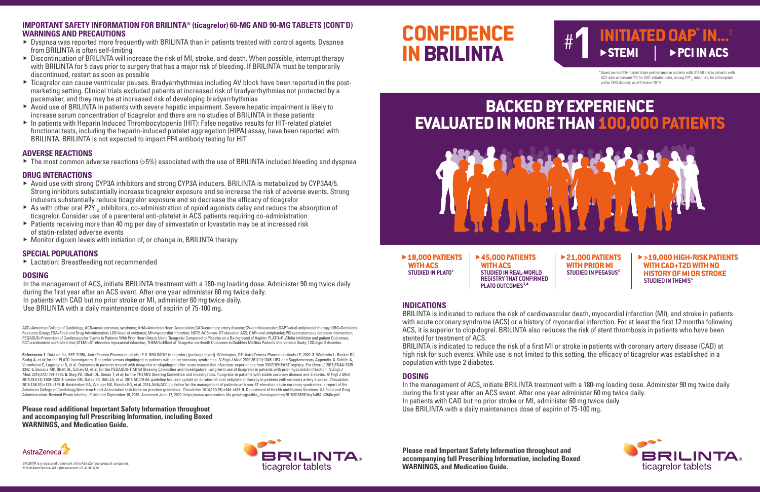## IMPORTANT SAFETY INFORMATION FOR BRILINTA® (ticagrelor) 60-MG AND 90-MG TABLETS (CONT'D)

## WARNINGS AND PRECAUTIONS

- Dyspnea was reported more frequently with BRILINTA than in patients treated with control agents. Dyspnea from BRILINTA is often self-limiting
- Discontinuation of BRILINTA will increase the risk of MI, stroke, and death. When possible, interrupt therapy with BRILINTA for 5 days prior to surgery that has a major risk of bleeding. If BRILINTA must be temporarily discontinued, restart as soon as possible
- Ticagrelor can cause ventricular pauses. Bradyarrhythmias including AV block have been reported in the post-marketing setting. Clinical trials excluded patients at increased risk of bradyarrhythmias not protected by a pacemaker, and they may be at increased risk of developing bradyarrhythmias
- Avoid use of BRILINTA in patients with severe hepatic impairment. Severe hepatic impairment is likely to increase serum concentration of ticagrelor and there are no studies of BRILINTA in these patients
- In patients with Heparin Induced Thrombocytopenia (HIT): False negative results for HIT-related platelet functional tests, including the heparin-induced platelet aggregation (HIPA) assay, have been reported with BRILINTA. BRILINTA is not expected to impact PF4 antibody testing for HIT

## ADVERSE REACTIONS

- The most common adverse reactions (>5%) associated with the use of BRILINTA included bleeding and dyspnea

## DRUG INTERACTIONS

- Avoid use with strong CYP3A inhibitors and strong CYP3A inducers. BRILINTA is metabolized by CYP3A4/5. Strong inhibitors substantially increase ticagrelor exposure and so increase the risk of adverse events. Strong inducers substantially reduce ticagrelor exposure and so decrease the efficacy of ticagrelor
- As with other oral $P2Y_{12}$ inhibitors, co-administration of opioid agonists delay and reduce the absorption of ticagrelor. Consider use of a parenteral anti-platelet in ACS patients requiring co-administration
- Patients receiving more than 40 mg per day of simvastatin or lovastatin may be at increased risk of statin-related adverse events
- Monitor digoxin levels with initiation of, or change in, BRILINTA therapy

## SPECIAL POPULATIONS

- Lactation: Breastfeeding not recommended

## DOSING

In the management of ACS, initiate BRILINTA treatment with a 180-mg loading dose. Administer 90 mg twice daily during the first year after an ACS event. After one year administer 60 mg twice daily.
In patients with CAD but no prior stroke or MI, administer 60 mg twice daily.
Use BRILINTA with a daily maintenance dose of aspirin of 75-100 mg.

ACC=American College of Cardiology; ACS=acute coronary syndrome; AHA=American Heart Association; CAD=coronary artery disease; CV=cardiovascular; DAPT=dual antiplatelet therapy; DRG=Decisions Resource Group; FDA=Food and Drug Administration; LOE=level of evidence; MI=myocardial infarction; NSTE-ACS=non–ST-elevation ACS; OAP=oral antiplatelet; PCI=percutaneous coronary intervention; PEGASUS=Prevention of Cardiovascular Events in Patients With Prior Heart Attack Using Ticagrelor Compared to Placebo on a Background of Aspirin; PLATO=PLATelet inhibition and patient Outcomes; RCT=randomized controlled trial; STEMI=ST-elevation myocardial infarction; THEMIS=Effect of Ticagrelor on Health Outcomes in DiabEtes Mellitus Patients Intervention Study; T2D=type 2 diabetes.

**References: 1.** Data on file, REF-71954, AstraZeneca Pharmaceuticals LP. **2.** BRILINTA® (ticagrelor) [package insert]. Wilmington, DE: AstraZeneca Pharmaceuticals LP; 2020. **3.** Wallentin L, Becker RC, Budaj A, et al; for the PLATO Investigators. Ticagrelor versus clopidogrel in patients with acute coronary syndromes. *N Engl J Med.* 2009;361(11):1045-1057 and Supplementary Appendix. **4.** Sahlén A, Varenhorst C, Lagerqvist B, et al. Outcomes in patients treated with ticagrelor or clopidogrel after acute myocardial infarction: experiences from SWEDEHEART registry. *Eur Heart J.* 2016;37(44):3335-3342. **5.** Bonaca MP, Bhatt DL, Cohen M, et al, for the PEGASUS-TIMI 54 Steering Committee and Investigators. Long-term use of ticagrelor in patients with prior myocardial infarction. *N Engl J Med.* 2015;372:1791-1800. **6.** Steg PG, Bhatt DL, Simon T, et al; for the THEMIS Steering Committee and Investigators. Ticagrelor in patients with stable coronary disease and diabetes. *N Engl J Med.* 2019;381(14):1309-1320. **7.** Levine GN, Bates ER, Bittl JA, et al. 2016 ACC/AHA guideline focused update on duration of dual antiplatelet therapy in patients with coronary artery disease. *Circulation.* 2016;134(10):e123-e155. **8.** Amsterdam EA, Wenger NK, Brindis RG, et al. 2014 AHA/ACC guideline for the management of patients with non-ST-elevation acute coronary syndromes: a report of the American College of Cardiology/American Heart Association task force on practice guidelines. *Circulation.* 2014;130(25):e344-e426. **9.** Department of Health and Human Services. US Food and Drug Administration. Revised Plavix labeling. Published September 16, 2016. Accessed June 12, 2020. https://www.accessdata.fda.gov/drugsatfda_docs/appletter/2016/020839Orig1s062,s064ltr.pdf

**Please read additional Important Safety Information throughout and accompanying full Prescribing Information, including Boxed WARNINGS, and Medication Guide.**

AstraZeneca

BRILINTA is a registered trademark of the AstraZeneca group of companies.
©2020 AstraZeneca. All rights reserved. US-41603 6/20

BRILINTA® ticagrelor tablets

# CONFIDENCE IN BRILINTA

## #1 INITIATED OAP* IN...[1]
- STEMI
- PCI IN ACS

*Based on monthly market share performance in patients with STEMI and in patients with ACS who underwent PCI for OAP initiation data, among $P2Y_{12}$ inhibitors, for all hospitals within DRG dataset, as of October 2019.

# BACKED BY EXPERIENCE EVALUATED IN MORE THAN 100,000 PATIENTS

- **18,000 PATIENTS WITH ACS** STUDIED IN PLATO[2]
- **45,000 PATIENTS WITH ACS** STUDIED IN REAL-WORLD REGISTRY THAT CONFIRMED PLATO OUTCOMES[3,4]
- **21,000 PATIENTS WITH PRIOR MI** STUDIED IN PEGASUS[5]
- **>19,000 HIGH-RISK PATIENTS WITH CAD+T2D WITH NO HISTORY OF MI OR STROKE** STUDIED IN THEMIS[6]

## INDICATIONS

BRILINTA is indicated to reduce the risk of cardiovascular death, myocardial infarction (MI), and stroke in patients with acute coronary syndrome (ACS) or a history of myocardial infarction. For at least the first 12 months following ACS, it is superior to clopidogrel. BRILINTA also reduces the risk of stent thrombosis in patients who have been stented for treatment of ACS.

BRILINTA is indicated to reduce the risk of a first MI or stroke in patients with coronary artery disease (CAD) at high risk for such events. While use is not limited to this setting, the efficacy of ticagrelor was established in a population with type 2 diabetes.

## DOSING

In the management of ACS, initiate BRILINTA treatment with a 180-mg loading dose. Administer 90 mg twice daily during the first year after an ACS event. After one year administer 60 mg twice daily.
In patients with CAD but no prior stroke or MI, administer 60 mg twice daily.
Use BRILINTA with a daily maintenance dose of aspirin of 75-100 mg.

**Please read Important Safety Information throughout and accompanying full Prescribing Information, including Boxed WARNINGS, and Medication Guide.**

BRILINTA® ticagrelor tablets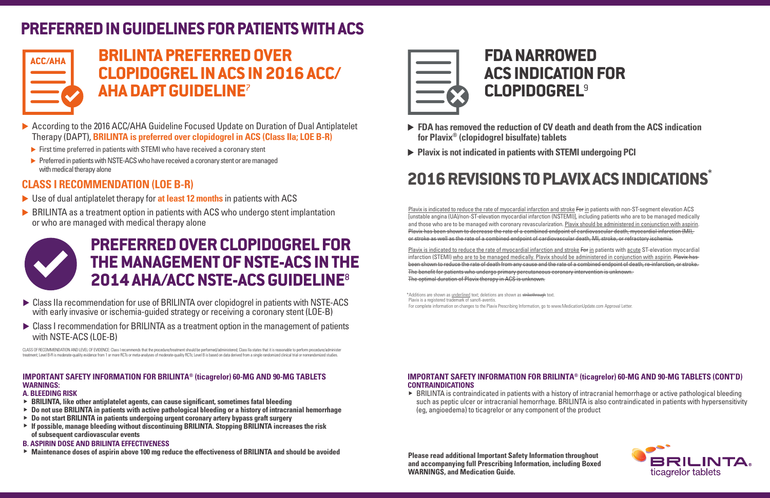# PREFERRED IN GUIDELINES FOR PATIENTS WITH ACS

ACC/AHA

## BRILINTA PREFERRED OVER CLOPIDOGREL IN ACS IN 2016 ACC/AHA DAPT GUIDELINE[7]

- According to the 2016 ACC/AHA Guideline Focused Update on Duration of Dual Antiplatelet Therapy (DAPT), **BRILINTA is preferred over clopidogrel in ACS (Class IIa; LOE B-R)**
  - First time preferred in patients with STEMI who have received a coronary stent
  - Preferred in patients with NSTE-ACS who have received a coronary stent or are managed with medical therapy alone

### CLASS I RECOMMENDATION (LOE B-R)

- Use of dual antiplatelet therapy for **at least 12 months** in patients with ACS
- BRILINTA as a treatment option in patients with ACS who undergo stent implantation or who are managed with medical therapy alone

## PREFERRED OVER CLOPIDOGREL FOR THE MANAGEMENT OF NSTE-ACS IN THE 2014 AHA/ACC NSTE-ACS GUIDELINE[8]

- Class IIa recommendation for use of BRILINTA over clopidogrel in patients with NSTE-ACS with early invasive or ischemia-guided strategy or receiving a coronary stent (LOE-B)
- Class I recommendation for BRILINTA as a treatment option in the management of patients with NSTE-ACS (LOE-B)

CLASS OF RECOMMENDATION AND LEVEL OF EVIDENCE: Class I recommends that the procedure/treatment should be performed/administered; Class IIa states that it is reasonable to perform procedure/administer treatment; Level B-R is moderate-quality evidence from 1 or more RCTs or meta-analyses of moderate-quality RCTs; Level B is based on data derived from a single randomized clinical trial or nonrandomized studies.

## FDA NARROWED ACS INDICATION FOR CLOPIDOGREL[9]

- **FDA has removed the reduction of CV death and death from the ACS indication for Plavix® (clopidogrel bisulfate) tablets**
- **Plavix is not indicated in patients with STEMI undergoing PCI**

## 2016 REVISIONS TO PLAVIX ACS INDICATIONS*

<u>Plavix is indicated to reduce the rate of myocardial infarction and stroke</u> ~~For~~ <u>in</u> patients with non-ST-segment elevation ACS [unstable angina (UA)/non-ST-elevation myocardial infarction (NSTEMI)], including patients who are to be managed medically and those who are to be managed with coronary revascularization. <u>Plavix should be administered in conjunction with aspirin.</u> ~~Plavix has been shown to decrease the rate of a combined endpoint of cardiovascular death, myocardial infarction (MI), or stroke as well as the rate of a combined endpoint of cardiovascular death, MI, stroke, or refractory ischemia.~~

<u>Plavix is indicated to reduce the rate of myocardial infarction and stroke</u> ~~For~~ <u>in</u> patients with <u>acute</u> ST-elevation myocardial infarction (STEMI) <u>who are to be managed medically. Plavix should be administered in conjunction with aspirin.</u> ~~Plavix has been shown to reduce the rate of death from any cause and the rate of a combined endpoint of death, re-infarction, or stroke. The benefit for patients who undergo primary percutaneous coronary intervention is unknown. The optimal duration of Plavix therapy in ACS is unknown.~~

*Additions are shown as <u>underlined</u> text; deletions are shown as ~~strikethrough~~ text.
Plavix is a registered trademark of sanofi-aventis.
For complete information on changes to the Plavix Prescribing Information, go to www.MedicationUpdate.com Approval Letter.

### IMPORTANT SAFETY INFORMATION FOR BRILINTA® (ticagrelor) 60-MG AND 90-MG TABLETS

**WARNINGS:**

**A. BLEEDING RISK**

- **BRILINTA, like other antiplatelet agents, can cause significant, sometimes fatal bleeding**
- **Do not use BRILINTA in patients with active pathological bleeding or a history of intracranial hemorrhage**
- **Do not start BRILINTA in patients undergoing urgent coronary artery bypass graft surgery**
- **If possible, manage bleeding without discontinuing BRILINTA. Stopping BRILINTA increases the risk of subsequent cardiovascular events**

**B. ASPIRIN DOSE AND BRILINTA EFFECTIVENESS**

- **Maintenance doses of aspirin above 100 mg reduce the effectiveness of BRILINTA and should be avoided**

### IMPORTANT SAFETY INFORMATION FOR BRILINTA® (ticagrelor) 60-MG AND 90-MG TABLETS (CONT'D)

**CONTRAINDICATIONS**

- BRILINTA is contraindicated in patients with a history of intracranial hemorrhage or active pathological bleeding such as peptic ulcer or intracranial hemorrhage. BRILINTA is also contraindicated in patients with hypersensitivity (eg, angioedema) to ticagrelor or any component of the product

**Please read additional Important Safety Information throughout and accompanying full Prescribing Information, including Boxed WARNINGS, and Medication Guide.**

BRILINTA® ticagrelor tablets